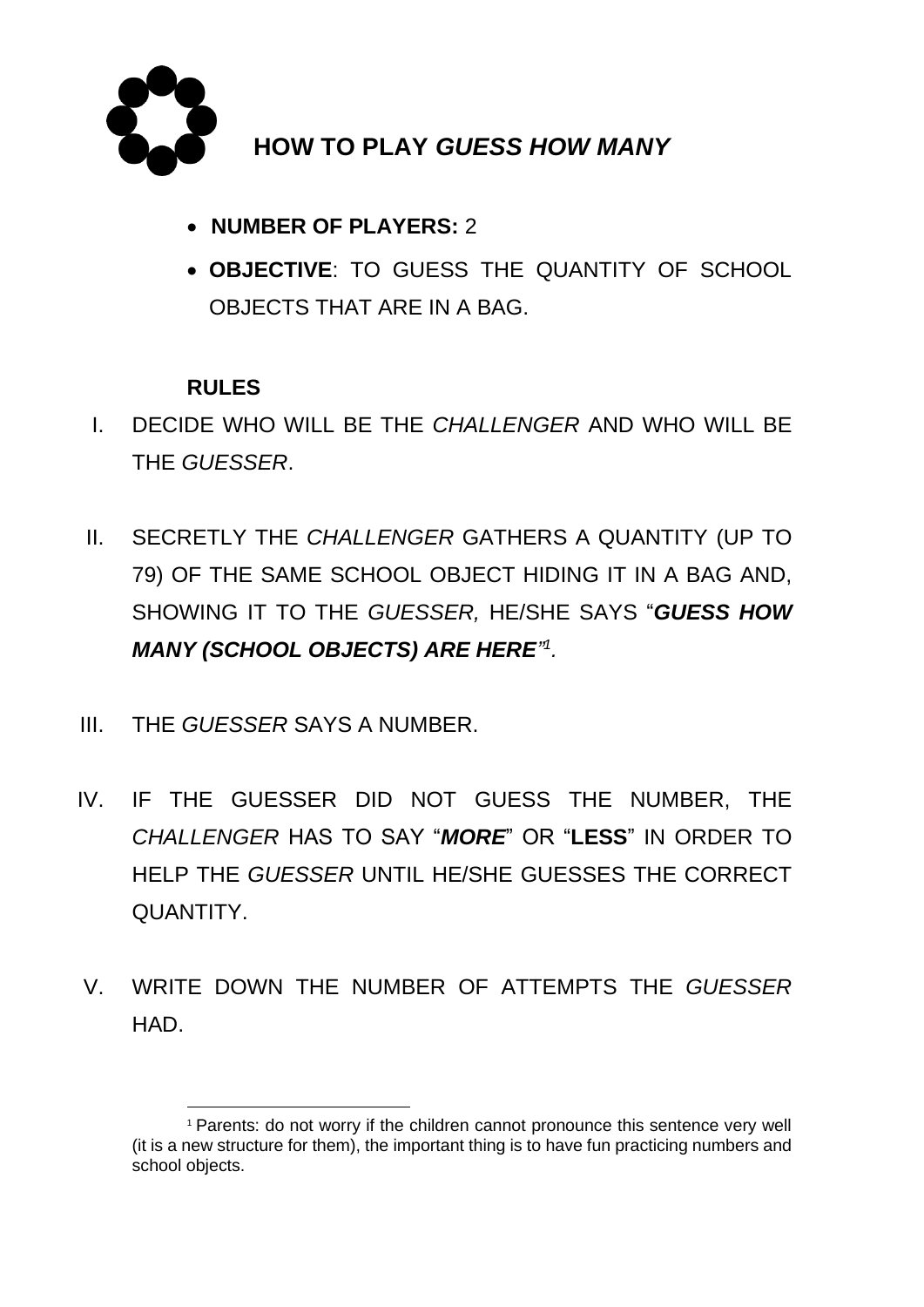# HOW TO PLAY *GUESS HOW MANY*

- **NUMBER OF PLAYERS:** 2
- **OBJECTIVE**: TO GUESS THE QUANTITY OF SCHOOL OBJECTS THAT ARE IN A BAG.

**RULES**

I. DECIDE WHO WILL BE THE *CHALLENGER* AND WHO WILL BE THE *GUESSER*.

II. SECRETLY THE *CHALLENGER* GATHERS A QUANTITY (UP TO 79) OF THE SAME SCHOOL OBJECT HIDING IT IN A BAG AND, SHOWING IT TO THE *GUESSER,* HE/SHE SAYS "***GUESS HOW MANY (SCHOOL OBJECTS) ARE HERE***"[1].

III. THE *GUESSER* SAYS A NUMBER.

IV. IF THE GUESSER DID NOT GUESS THE NUMBER, THE *CHALLENGER* HAS TO SAY "***MORE***" OR "**LESS**" IN ORDER TO HELP THE *GUESSER* UNTIL HE/SHE GUESSES THE CORRECT QUANTITY.

V. WRITE DOWN THE NUMBER OF ATTEMPTS THE *GUESSER* HAD.

---

[1] Parents: do not worry if the children cannot pronounce this sentence very well (it is a new structure for them), the important thing is to have fun practicing numbers and school objects.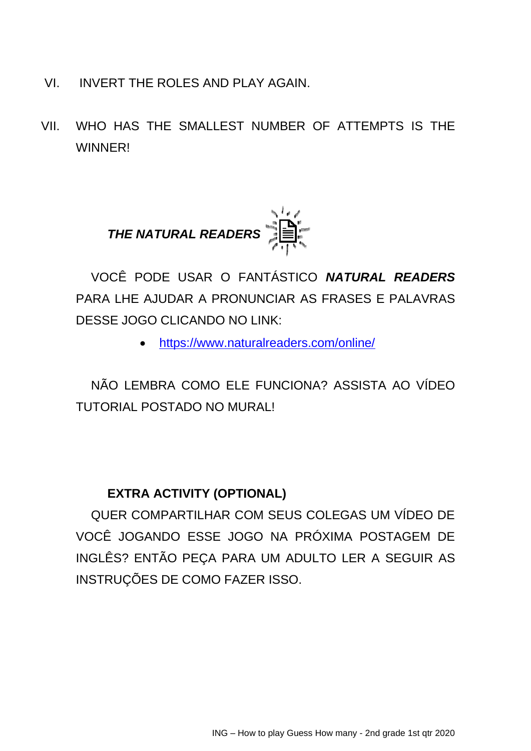VI. INVERT THE ROLES AND PLAY AGAIN.

VII. WHO HAS THE SMALLEST NUMBER OF ATTEMPTS IS THE WINNER!

### ***THE NATURAL READERS***

VOCÊ PODE USAR O FANTÁSTICO ***NATURAL READERS*** PARA LHE AJUDAR A PRONUNCIAR AS FRASES E PALAVRAS DESSE JOGO CLICANDO NO LINK:

- https://www.naturalreaders.com/online/

NÃO LEMBRA COMO ELE FUNCIONA? ASSISTA AO VÍDEO TUTORIAL POSTADO NO MURAL!

### **EXTRA ACTIVITY (OPTIONAL)**

QUER COMPARTILHAR COM SEUS COLEGAS UM VÍDEO DE VOCÊ JOGANDO ESSE JOGO NA PRÓXIMA POSTAGEM DE INGLÊS? ENTÃO PEÇA PARA UM ADULTO LER A SEGUIR AS INSTRUÇÕES DE COMO FAZER ISSO.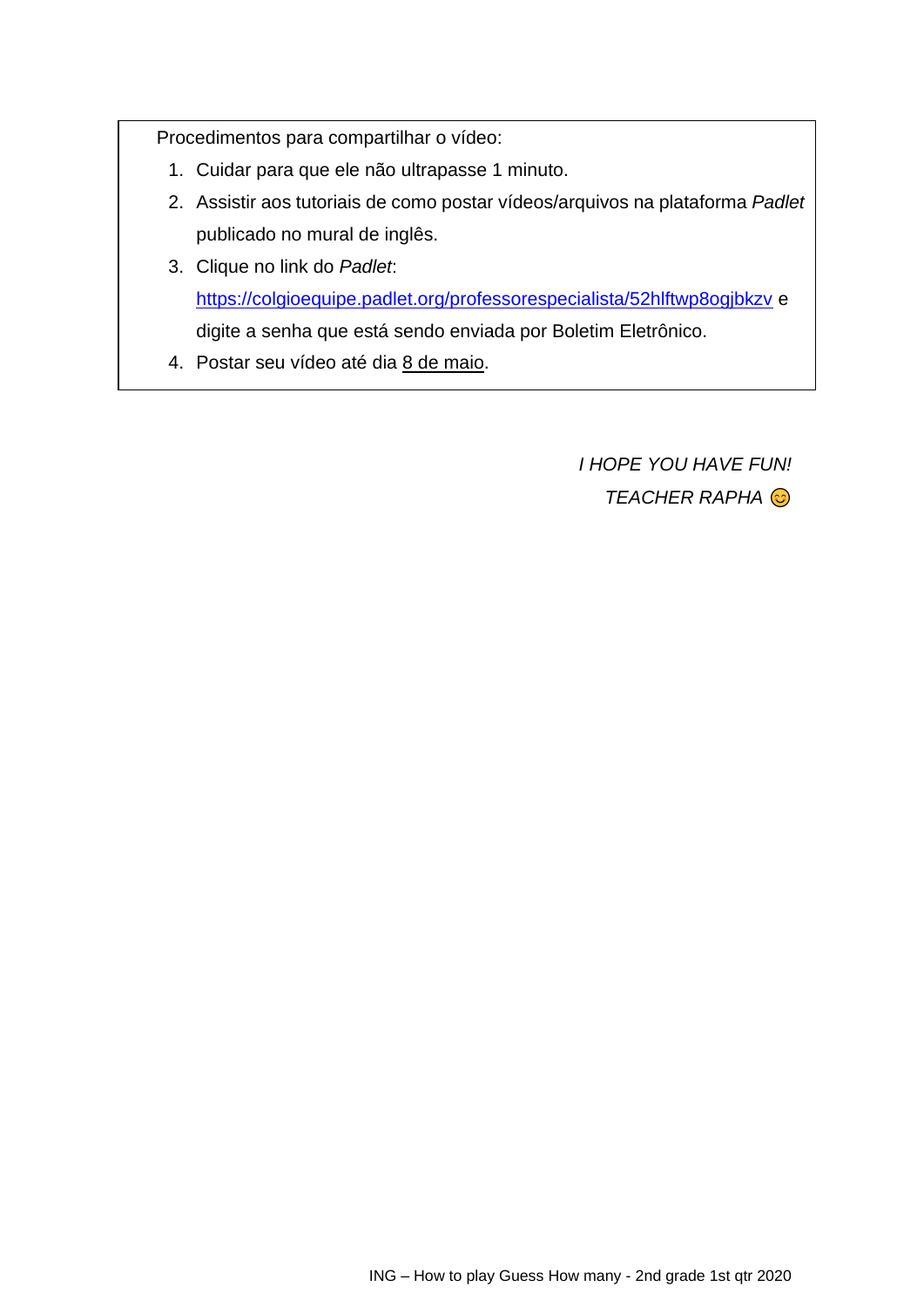Procedimentos para compartilhar o vídeo:

1. Cuidar para que ele não ultrapasse 1 minuto.
2. Assistir aos tutoriais de como postar vídeos/arquivos na plataforma *Padlet* publicado no mural de inglês.
3. Clique no link do *Padlet*: [https://colgioequipe.padlet.org/professorespecialista/52hlftwp8ogjbkzv](https://colgioequipe.padlet.org/professorespecialista/52hlftwp8ogjbkzv) e digite a senha que está sendo enviada por Boletim Eletrônico.
4. Postar seu vídeo até dia <u>8 de maio</u>.

*I HOPE YOU HAVE FUN!*

*TEACHER RAPHA* 😊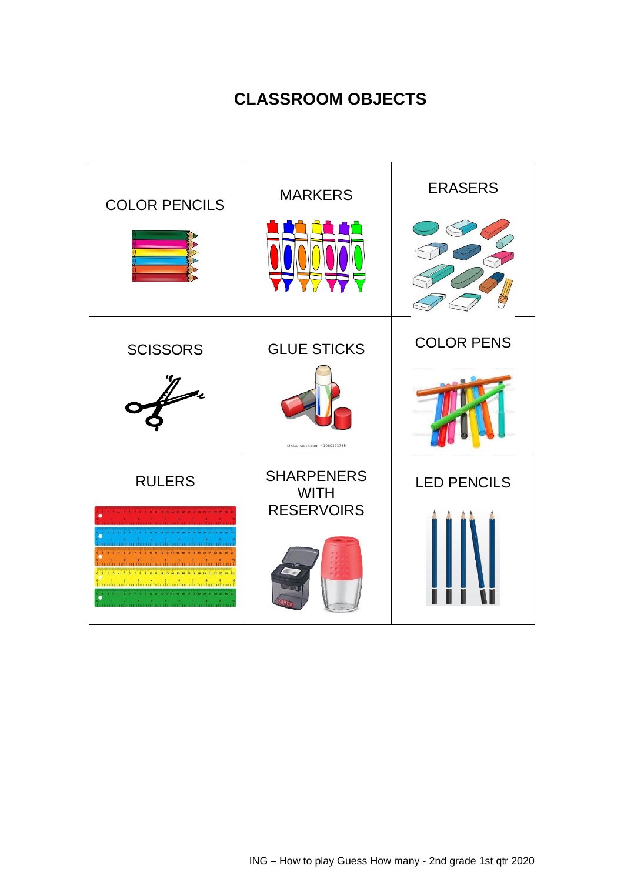# CLASSROOM OBJECTS

| COLOR PENCILS | MARKERS | ERASERS |
|---|---|---|
| SCISSORS | GLUE STICKS | COLOR PENS |
| RULERS | SHARPENERS WITH RESERVOIRS | LED PENCILS |

shutterstock.com • 1060391765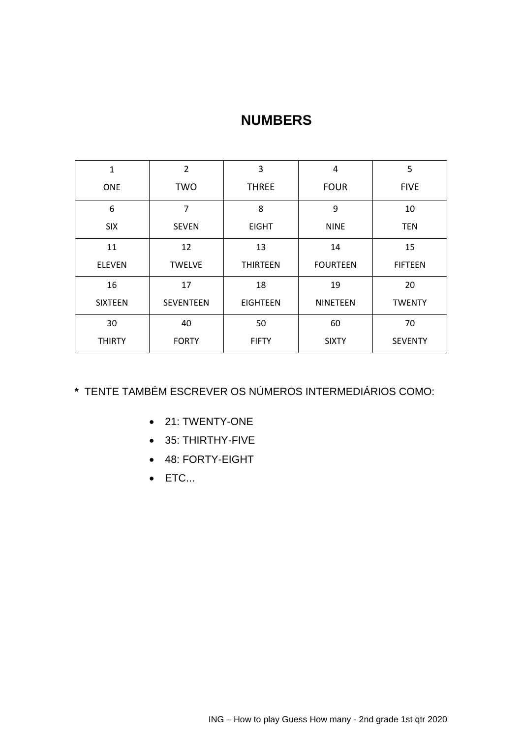# NUMBERS

| | | | | |
|---|---|---|---|---|
| 1<br>ONE | 2<br>TWO | 3<br>THREE | 4<br>FOUR | 5<br>FIVE |
| 6<br>SIX | 7<br>SEVEN | 8<br>EIGHT | 9<br>NINE | 10<br>TEN |
| 11<br>ELEVEN | 12<br>TWELVE | 13<br>THIRTEEN | 14<br>FOURTEEN | 15<br>FIFTEEN |
| 16<br>SIXTEEN | 17<br>SEVENTEEN | 18<br>EIGHTEEN | 19<br>NINETEEN | 20<br>TWENTY |
| 30<br>THIRTY | 40<br>FORTY | 50<br>FIFTY | 60<br>SIXTY | 70<br>SEVENTY |

**\*** TENTE TAMBÉM ESCREVER OS NÚMEROS INTERMEDIÁRIOS COMO:

- 21: TWENTY-ONE
- 35: THIRTHY-FIVE
- 48: FORTY-EIGHT
- ETC...